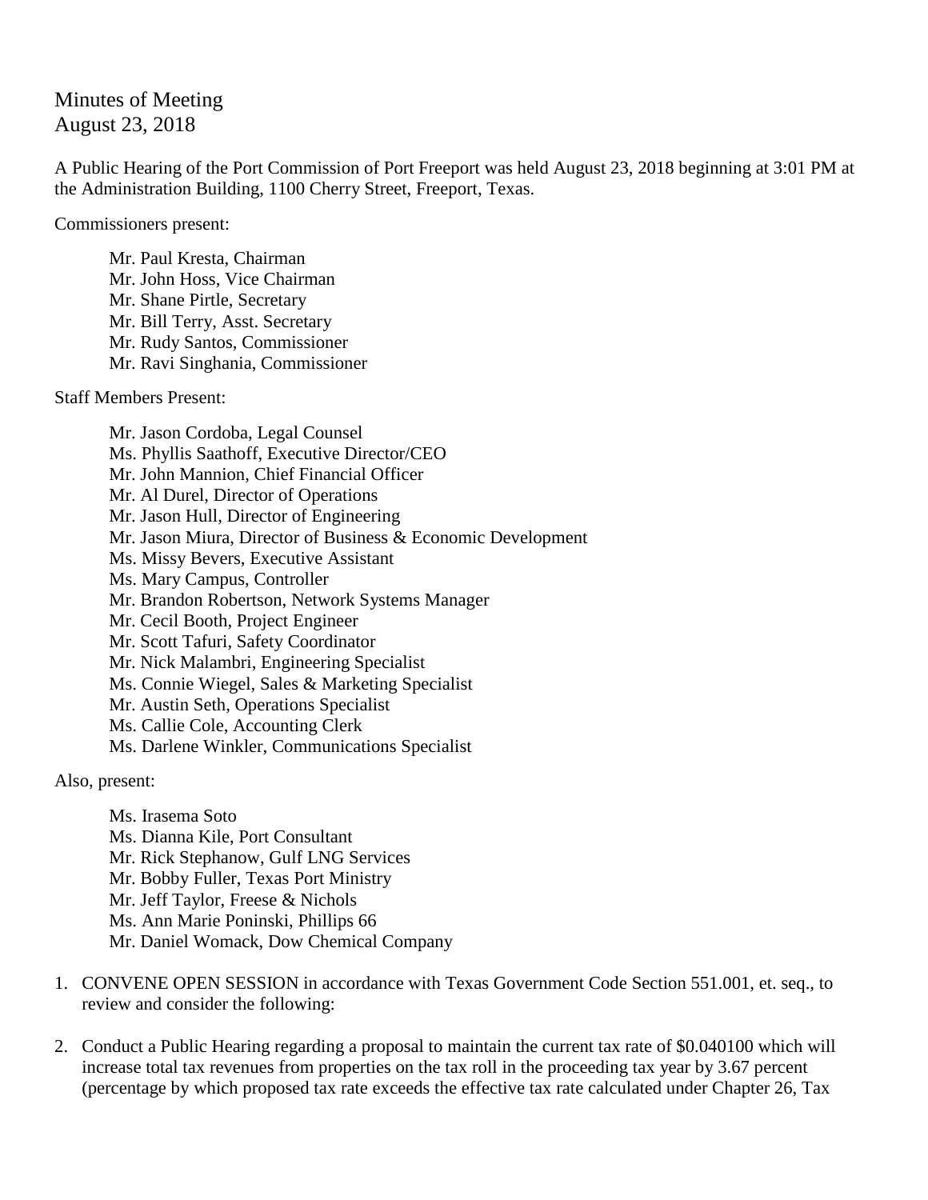# Minutes of Meeting
August 23, 2018

A Public Hearing of the Port Commission of Port Freeport was held August 23, 2018 beginning at 3:01 PM at the Administration Building, 1100 Cherry Street, Freeport, Texas.

Commissioners present:

- Mr. Paul Kresta, Chairman
- Mr. John Hoss, Vice Chairman
- Mr. Shane Pirtle, Secretary
- Mr. Bill Terry, Asst. Secretary
- Mr. Rudy Santos, Commissioner
- Mr. Ravi Singhania, Commissioner

Staff Members Present:

- Mr. Jason Cordoba, Legal Counsel
- Ms. Phyllis Saathoff, Executive Director/CEO
- Mr. John Mannion, Chief Financial Officer
- Mr. Al Durel, Director of Operations
- Mr. Jason Hull, Director of Engineering
- Mr. Jason Miura, Director of Business & Economic Development
- Ms. Missy Bevers, Executive Assistant
- Ms. Mary Campus, Controller
- Mr. Brandon Robertson, Network Systems Manager
- Mr. Cecil Booth, Project Engineer
- Mr. Scott Tafuri, Safety Coordinator
- Mr. Nick Malambri, Engineering Specialist
- Ms. Connie Wiegel, Sales & Marketing Specialist
- Mr. Austin Seth, Operations Specialist
- Ms. Callie Cole, Accounting Clerk
- Ms. Darlene Winkler, Communications Specialist

Also, present:

- Ms. Irasema Soto
- Ms. Dianna Kile, Port Consultant
- Mr. Rick Stephanow, Gulf LNG Services
- Mr. Bobby Fuller, Texas Port Ministry
- Mr. Jeff Taylor, Freese & Nichols
- Ms. Ann Marie Poninski, Phillips 66
- Mr. Daniel Womack, Dow Chemical Company

1. CONVENE OPEN SESSION in accordance with Texas Government Code Section 551.001, et. seq., to review and consider the following:

2. Conduct a Public Hearing regarding a proposal to maintain the current tax rate of $0.040100 which will increase total tax revenues from properties on the tax roll in the proceeding tax year by 3.67 percent (percentage by which proposed tax rate exceeds the effective tax rate calculated under Chapter 26, Tax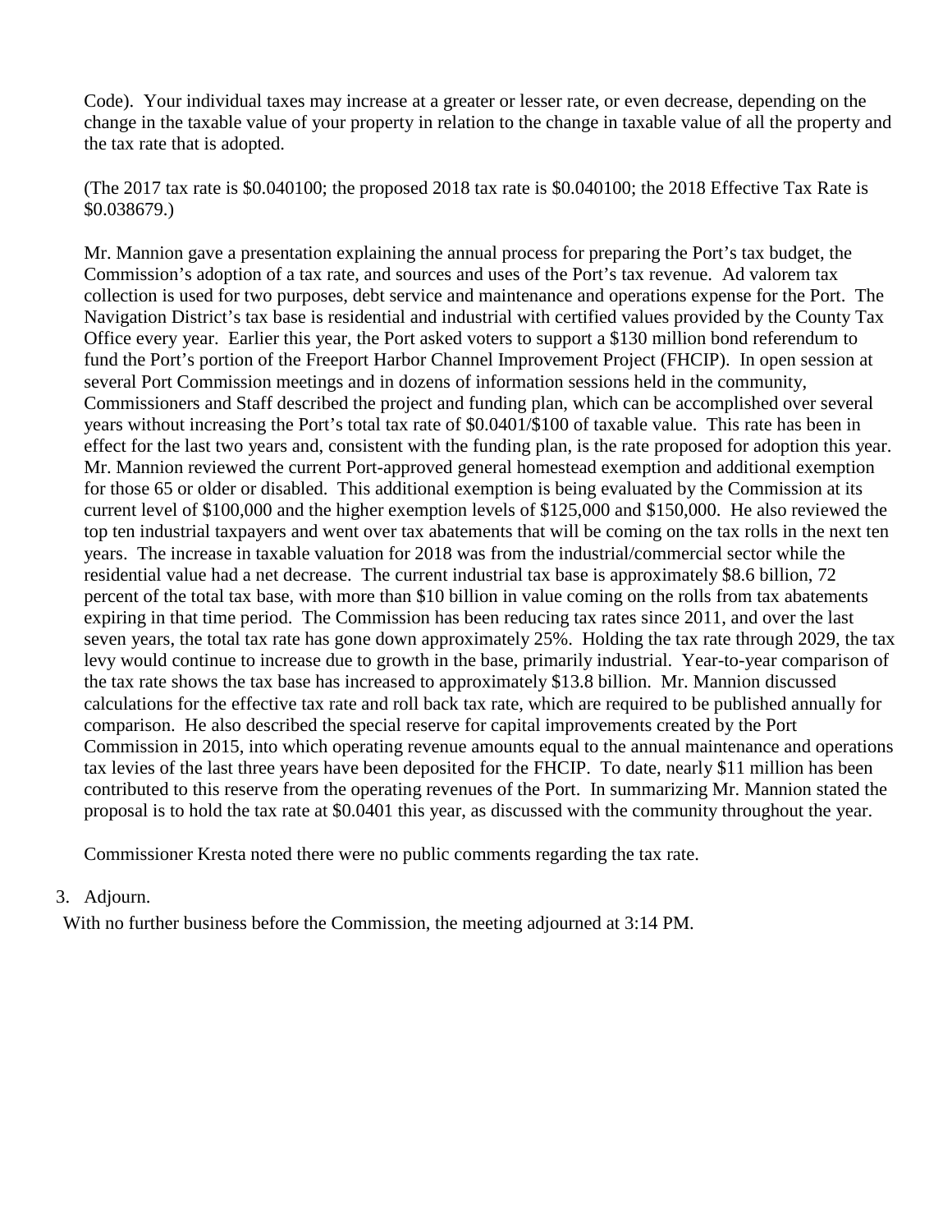Code). Your individual taxes may increase at a greater or lesser rate, or even decrease, depending on the change in the taxable value of your property in relation to the change in taxable value of all the property and the tax rate that is adopted.

(The 2017 tax rate is $0.040100; the proposed 2018 tax rate is $0.040100; the 2018 Effective Tax Rate is $0.038679.)

Mr. Mannion gave a presentation explaining the annual process for preparing the Port's tax budget, the Commission's adoption of a tax rate, and sources and uses of the Port's tax revenue. Ad valorem tax collection is used for two purposes, debt service and maintenance and operations expense for the Port. The Navigation District's tax base is residential and industrial with certified values provided by the County Tax Office every year. Earlier this year, the Port asked voters to support a $130 million bond referendum to fund the Port's portion of the Freeport Harbor Channel Improvement Project (FHCIP). In open session at several Port Commission meetings and in dozens of information sessions held in the community, Commissioners and Staff described the project and funding plan, which can be accomplished over several years without increasing the Port's total tax rate of $0.0401/$100 of taxable value. This rate has been in effect for the last two years and, consistent with the funding plan, is the rate proposed for adoption this year. Mr. Mannion reviewed the current Port-approved general homestead exemption and additional exemption for those 65 or older or disabled. This additional exemption is being evaluated by the Commission at its current level of $100,000 and the higher exemption levels of $125,000 and $150,000. He also reviewed the top ten industrial taxpayers and went over tax abatements that will be coming on the tax rolls in the next ten years. The increase in taxable valuation for 2018 was from the industrial/commercial sector while the residential value had a net decrease. The current industrial tax base is approximately $8.6 billion, 72 percent of the total tax base, with more than $10 billion in value coming on the rolls from tax abatements expiring in that time period. The Commission has been reducing tax rates since 2011, and over the last seven years, the total tax rate has gone down approximately 25%. Holding the tax rate through 2029, the tax levy would continue to increase due to growth in the base, primarily industrial. Year-to-year comparison of the tax rate shows the tax base has increased to approximately $13.8 billion. Mr. Mannion discussed calculations for the effective tax rate and roll back tax rate, which are required to be published annually for comparison. He also described the special reserve for capital improvements created by the Port Commission in 2015, into which operating revenue amounts equal to the annual maintenance and operations tax levies of the last three years have been deposited for the FHCIP. To date, nearly $11 million has been contributed to this reserve from the operating revenues of the Port. In summarizing Mr. Mannion stated the proposal is to hold the tax rate at $0.0401 this year, as discussed with the community throughout the year.

Commissioner Kresta noted there were no public comments regarding the tax rate.

3. Adjourn.

With no further business before the Commission, the meeting adjourned at 3:14 PM.